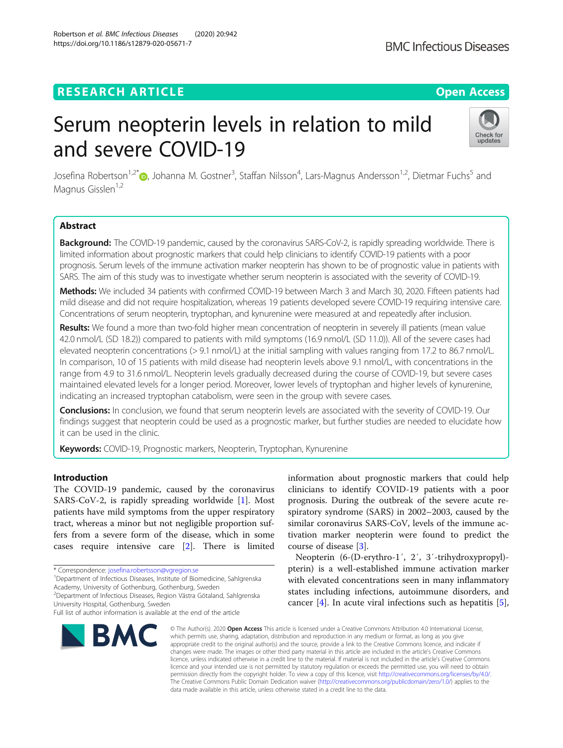RESEARCH ARTICLE

Open Access

# Serum neopterin levels in relation to mild and severe COVID-19

Josefina Robertson[1,2*], Johanna M. Gostner[3], Staffan Nilsson[4], Lars-Magnus Andersson[1,2], Dietmar Fuchs[5] and Magnus Gisslen[1,2]

## Abstract

**Background:** The COVID-19 pandemic, caused by the coronavirus SARS-CoV-2, is rapidly spreading worldwide. There is limited information about prognostic markers that could help clinicians to identify COVID-19 patients with a poor prognosis. Serum levels of the immune activation marker neopterin has shown to be of prognostic value in patients with SARS. The aim of this study was to investigate whether serum neopterin is associated with the severity of COVID-19.

**Methods:** We included 34 patients with confirmed COVID-19 between March 3 and March 30, 2020. Fifteen patients had mild disease and did not require hospitalization, whereas 19 patients developed severe COVID-19 requiring intensive care. Concentrations of serum neopterin, tryptophan, and kynurenine were measured at and repeatedly after inclusion.

**Results:** We found a more than two-fold higher mean concentration of neopterin in severely ill patients (mean value 42.0 nmol/L (SD 18.2)) compared to patients with mild symptoms (16.9 nmol/L (SD 11.0)). All of the severe cases had elevated neopterin concentrations (> 9.1 nmol/L) at the initial sampling with values ranging from 17.2 to 86.7 nmol/L. In comparison, 10 of 15 patients with mild disease had neopterin levels above 9.1 nmol/L, with concentrations in the range from 4.9 to 31.6 nmol/L. Neopterin levels gradually decreased during the course of COVID-19, but severe cases maintained elevated levels for a longer period. Moreover, lower levels of tryptophan and higher levels of kynurenine, indicating an increased tryptophan catabolism, were seen in the group with severe cases.

**Conclusions:** In conclusion, we found that serum neopterin levels are associated with the severity of COVID-19. Our findings suggest that neopterin could be used as a prognostic marker, but further studies are needed to elucidate how it can be used in the clinic.

**Keywords:** COVID-19, Prognostic markers, Neopterin, Tryptophan, Kynurenine

## Introduction

The COVID-19 pandemic, caused by the coronavirus SARS-CoV-2, is rapidly spreading worldwide [1]. Most patients have mild symptoms from the upper respiratory tract, whereas a minor but not negligible proportion suffers from a severe form of the disease, which in some cases require intensive care [2]. There is limited information about prognostic markers that could help clinicians to identify COVID-19 patients with a poor prognosis. During the outbreak of the severe acute respiratory syndrome (SARS) in 2002–2003, caused by the similar coronavirus SARS-CoV, levels of the immune activation marker neopterin were found to predict the course of disease [3].

Neopterin (6-(D-erythro-1′, 2′, 3′-trihydroxypropyl)-pterin) is a well-established immune activation marker with elevated concentrations seen in many inflammatory states including infections, autoimmune disorders, and cancer [4]. In acute viral infections such as hepatitis [5],

\* Correspondence: josefina.robertsson@vgregion.se
[1]Department of Infectious Diseases, Institute of Biomedicine, Sahlgrenska Academy, University of Gothenburg, Gothenburg, Sweden
[2]Department of Infectious Diseases, Region Västra Götaland, Sahlgrenska University Hospital, Gothenburg, Sweden
Full list of author information is available at the end of the article

© The Author(s). 2020 **Open Access** This article is licensed under a Creative Commons Attribution 4.0 International Licence, which permits use, sharing, adaptation, distribution and reproduction in any medium or format, as long as you give appropriate credit to the original author(s) and the source, provide a link to the Creative Commons licence, and indicate if changes were made. The images or other third party material in this article are included in the article's Creative Commons licence, unless indicated otherwise in a credit line to the material. If material is not included in the article's Creative Commons licence and your intended use is not permitted by statutory regulation or exceeds the permitted use, you will need to obtain permission directly from the copyright holder. To view a copy of this licence, visit http://creativecommons.org/licenses/by/4.0/. The Creative Commons Public Domain Dedication waiver (http://creativecommons.org/publicdomain/zero/1.0/) applies to the data made available in this article, unless otherwise stated in a credit line to the data.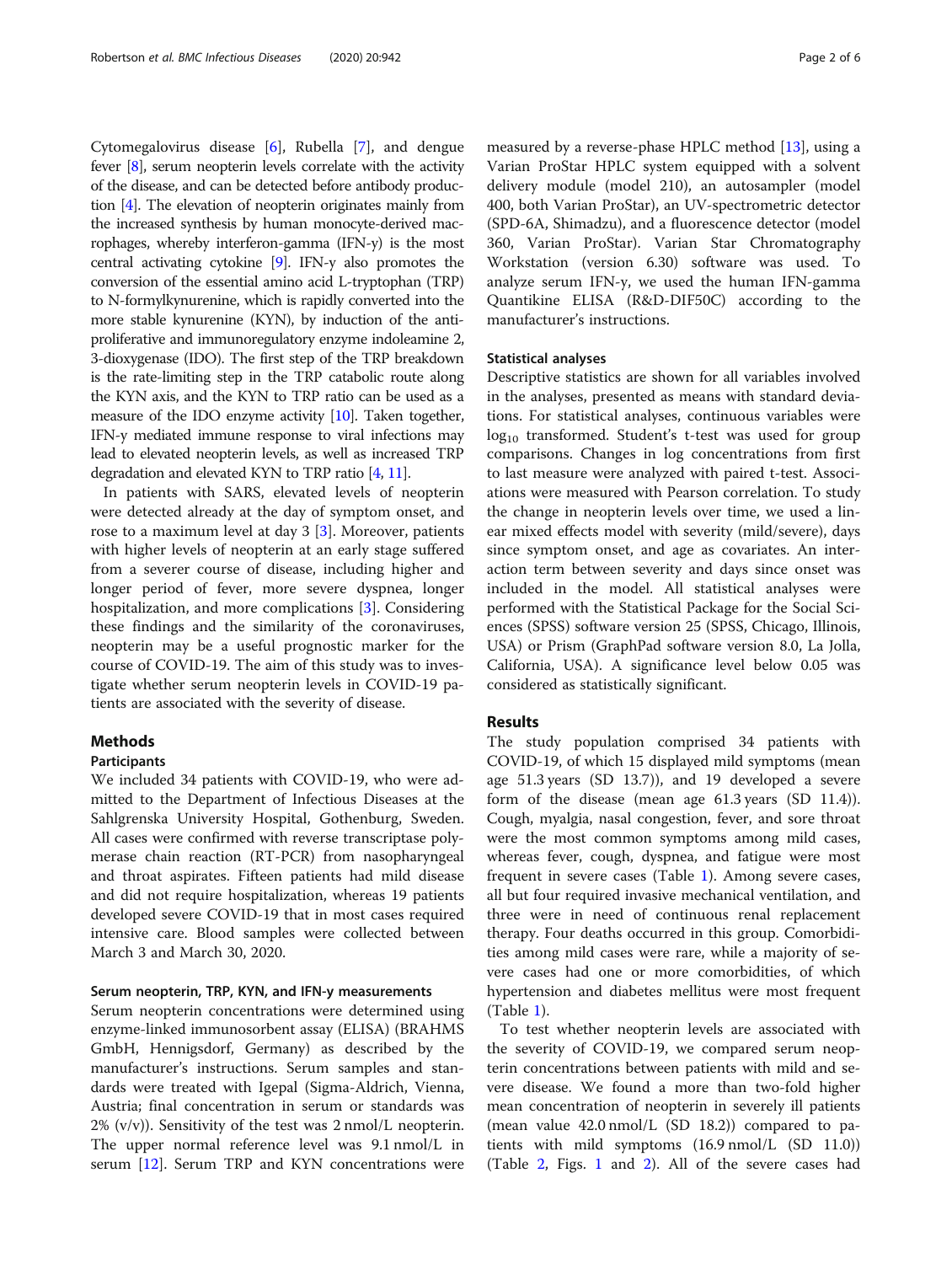Cytomegalovirus disease [6], Rubella [7], and dengue fever [8], serum neopterin levels correlate with the activity of the disease, and can be detected before antibody production [4]. The elevation of neopterin originates mainly from the increased synthesis by human monocyte-derived macrophages, whereby interferon-gamma (IFN-y) is the most central activating cytokine [9]. IFN-y also promotes the conversion of the essential amino acid L-tryptophan (TRP) to N-formylkynurenine, which is rapidly converted into the more stable kynurenine (KYN), by induction of the anti-proliferative and immunoregulatory enzyme indoleamine 2, 3-dioxygenase (IDO). The first step of the TRP breakdown is the rate-limiting step in the TRP catabolic route along the KYN axis, and the KYN to TRP ratio can be used as a measure of the IDO enzyme activity [10]. Taken together, IFN-y mediated immune response to viral infections may lead to elevated neopterin levels, as well as increased TRP degradation and elevated KYN to TRP ratio [4, 11].

In patients with SARS, elevated levels of neopterin were detected already at the day of symptom onset, and rose to a maximum level at day 3 [3]. Moreover, patients with higher levels of neopterin at an early stage suffered from a severer course of disease, including higher and longer period of fever, more severe dyspnea, longer hospitalization, and more complications [3]. Considering these findings and the similarity of the coronaviruses, neopterin may be a useful prognostic marker for the course of COVID-19. The aim of this study was to investigate whether serum neopterin levels in COVID-19 patients are associated with the severity of disease.

## Methods

### Participants

We included 34 patients with COVID-19, who were admitted to the Department of Infectious Diseases at the Sahlgrenska University Hospital, Gothenburg, Sweden. All cases were confirmed with reverse transcriptase polymerase chain reaction (RT-PCR) from nasopharyngeal and throat aspirates. Fifteen patients had mild disease and did not require hospitalization, whereas 19 patients developed severe COVID-19 that in most cases required intensive care. Blood samples were collected between March 3 and March 30, 2020.

### Serum neopterin, TRP, KYN, and IFN-y measurements

Serum neopterin concentrations were determined using enzyme-linked immunosorbent assay (ELISA) (BRAHMS GmbH, Hennigsdorf, Germany) as described by the manufacturer's instructions. Serum samples and standards were treated with Igepal (Sigma-Aldrich, Vienna, Austria; final concentration in serum or standards was 2% (v/v)). Sensitivity of the test was 2 nmol/L neopterin. The upper normal reference level was 9.1 nmol/L in serum [12]. Serum TRP and KYN concentrations were measured by a reverse-phase HPLC method [13], using a Varian ProStar HPLC system equipped with a solvent delivery module (model 210), an autosampler (model 400, both Varian ProStar), an UV-spectrometric detector (SPD-6A, Shimadzu), and a fluorescence detector (model 360, Varian ProStar). Varian Star Chromatography Workstation (version 6.30) software was used. To analyze serum IFN-y, we used the human IFN-gamma Quantikine ELISA (R&D-DIF50C) according to the manufacturer's instructions.

### Statistical analyses

Descriptive statistics are shown for all variables involved in the analyses, presented as means with standard deviations. For statistical analyses, continuous variables were $\log_{10}$ transformed. Student's t-test was used for group comparisons. Changes in log concentrations from first to last measure were analyzed with paired t-test. Associations were measured with Pearson correlation. To study the change in neopterin levels over time, we used a linear mixed effects model with severity (mild/severe), days since symptom onset, and age as covariates. An interaction term between severity and days since onset was included in the model. All statistical analyses were performed with the Statistical Package for the Social Sciences (SPSS) software version 25 (SPSS, Chicago, Illinois, USA) or Prism (GraphPad software version 8.0, La Jolla, California, USA). A significance level below 0.05 was considered as statistically significant.

## Results

The study population comprised 34 patients with COVID-19, of which 15 displayed mild symptoms (mean age 51.3 years (SD 13.7)), and 19 developed a severe form of the disease (mean age 61.3 years (SD 11.4)). Cough, myalgia, nasal congestion, fever, and sore throat were the most common symptoms among mild cases, whereas fever, cough, dyspnea, and fatigue were most frequent in severe cases (Table 1). Among severe cases, all but four required invasive mechanical ventilation, and three were in need of continuous renal replacement therapy. Four deaths occurred in this group. Comorbidities among mild cases were rare, while a majority of severe cases had one or more comorbidities, of which hypertension and diabetes mellitus were most frequent (Table 1).

To test whether neopterin levels are associated with the severity of COVID-19, we compared serum neopterin concentrations between patients with mild and severe disease. We found a more than two-fold higher mean concentration of neopterin in severely ill patients (mean value 42.0 nmol/L (SD 18.2)) compared to patients with mild symptoms (16.9 nmol/L (SD 11.0)) (Table 2, Figs. 1 and 2). All of the severe cases had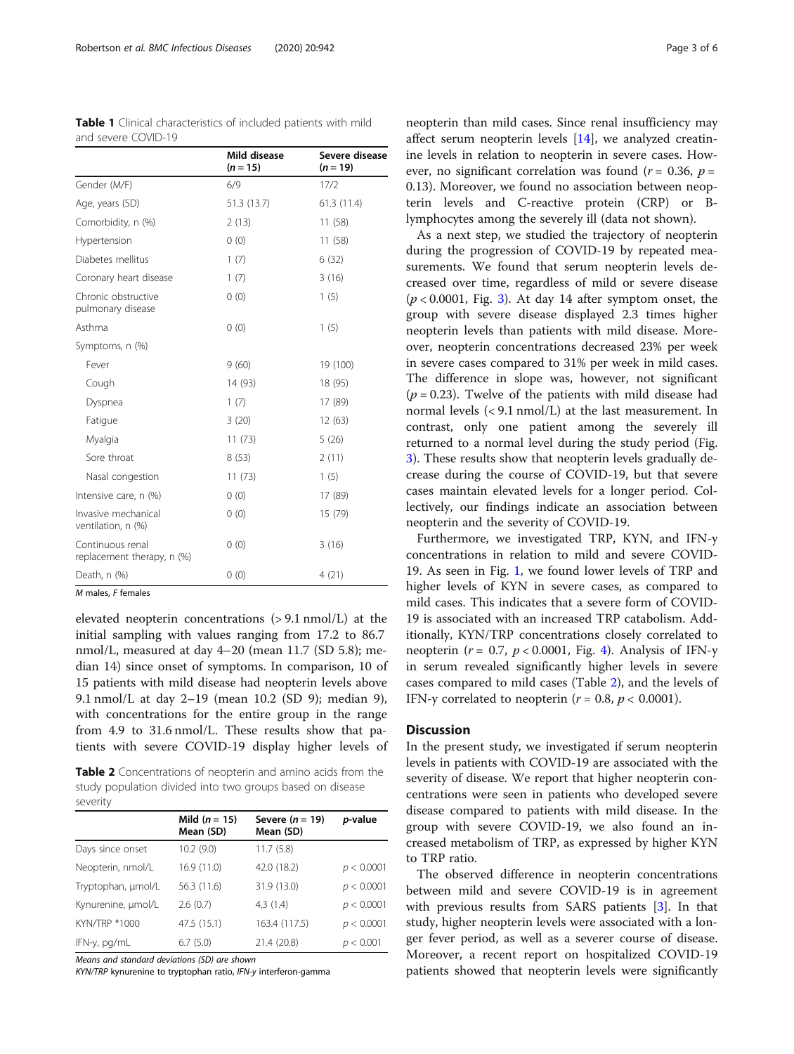**Table 1** Clinical characteristics of included patients with mild and severe COVID-19

| | Mild disease ($n = 15$) | Severe disease ($n = 19$) |
|---|---|---|
| Gender (M/F) | 6/9 | 17/2 |
| Age, years (SD) | 51.3 (13.7) | 61.3 (11.4) |
| Comorbidity, n (%) | 2 (13) | 11 (58) |
| Hypertension | 0 (0) | 11 (58) |
| Diabetes mellitus | 1 (7) | 6 (32) |
| Coronary heart disease | 1 (7) | 3 (16) |
| Chronic obstructive pulmonary disease | 0 (0) | 1 (5) |
| Asthma | 0 (0) | 1 (5) |
| Symptoms, n (%) | | |
| Fever | 9 (60) | 19 (100) |
| Cough | 14 (93) | 18 (95) |
| Dyspnea | 1 (7) | 17 (89) |
| Fatigue | 3 (20) | 12 (63) |
| Myalgia | 11 (73) | 5 (26) |
| Sore throat | 8 (53) | 2 (11) |
| Nasal congestion | 11 (73) | 1 (5) |
| Intensive care, n (%) | 0 (0) | 17 (89) |
| Invasive mechanical ventilation, n (%) | 0 (0) | 15 (79) |
| Continuous renal replacement therapy, n (%) | 0 (0) | 3 (16) |
| Death, n (%) | 0 (0) | 4 (21) |

*M* males, *F* females

elevated neopterin concentrations (> 9.1 nmol/L) at the initial sampling with values ranging from 17.2 to 86.7 nmol/L, measured at day 4–20 (mean 11.7 (SD 5.8); median 14) since onset of symptoms. In comparison, 10 of 15 patients with mild disease had neopterin levels above 9.1 nmol/L at day 2–19 (mean 10.2 (SD 9); median 9), with concentrations for the entire group in the range from 4.9 to 31.6 nmol/L. These results show that patients with severe COVID-19 display higher levels of neopterin than mild cases. Since renal insufficiency may affect serum neopterin levels [14], we analyzed creatinine levels in relation to neopterin in severe cases. However, no significant correlation was found ($r = 0.36$, $p = 0.13$). Moreover, we found no association between neopterin levels and C-reactive protein (CRP) or B-lymphocytes among the severely ill (data not shown).

As a next step, we studied the trajectory of neopterin during the progression of COVID-19 by repeated measurements. We found that serum neopterin levels decreased over time, regardless of mild or severe disease ($p < 0.0001$, Fig. 3). At day 14 after symptom onset, the group with severe disease displayed 2.3 times higher neopterin levels than patients with mild disease. Moreover, neopterin concentrations decreased 23% per week in severe cases compared to 31% per week in mild cases. The difference in slope was, however, not significant ($p = 0.23$). Twelve of the patients with mild disease had normal levels (< 9.1 nmol/L) at the last measurement. In contrast, only one patient among the severely ill returned to a normal level during the study period (Fig. 3). These results show that neopterin levels gradually decrease during the course of COVID-19, but that severe cases maintain elevated levels for a longer period. Collectively, our findings indicate an association between neopterin and the severity of COVID-19.

Furthermore, we investigated TRP, KYN, and IFN-γ concentrations in relation to mild and severe COVID-19. As seen in Fig. 1, we found lower levels of TRP and higher levels of KYN in severe cases, as compared to mild cases. This indicates that a severe form of COVID-19 is associated with an increased TRP catabolism. Additionally, KYN/TRP concentrations closely correlated to neopterin ($r = 0.7$, $p < 0.0001$, Fig. 4). Analysis of IFN-γ in serum revealed significantly higher levels in severe cases compared to mild cases (Table 2), and the levels of IFN-γ correlated to neopterin ($r = 0.8$, $p < 0.0001$).

**Table 2** Concentrations of neopterin and amino acids from the study population divided into two groups based on disease severity

| | Mild ($n = 15$) Mean (SD) | Severe ($n = 19$) Mean (SD) | *p*-value |
|---|---|---|---|
| Days since onset | 10.2 (9.0) | 11.7 (5.8) | |
| Neopterin, nmol/L | 16.9 (11.0) | 42.0 (18.2) | $p < 0.0001$ |
| Tryptophan, μmol/L | 56.3 (11.6) | 31.9 (13.0) | $p < 0.0001$ |
| Kynurenine, μmol/L | 2.6 (0.7) | 4.3 (1.4) | $p < 0.0001$ |
| KYN/TRP *1000 | 47.5 (15.1) | 163.4 (117.5) | $p < 0.0001$ |
| IFN-γ, pg/mL | 6.7 (5.0) | 21.4 (20.8) | $p < 0.001$ |

*Means and standard deviations (SD) are shown*

*KYN/TRP* kynurenine to tryptophan ratio, *IFN-γ* interferon-gamma

## Discussion

In the present study, we investigated if serum neopterin levels in patients with COVID-19 are associated with the severity of disease. We report that higher neopterin concentrations were seen in patients who developed severe disease compared to patients with mild disease. In the group with severe COVID-19, we also found an increased metabolism of TRP, as expressed by higher KYN to TRP ratio.

The observed difference in neopterin concentrations between mild and severe COVID-19 is in agreement with previous results from SARS patients [3]. In that study, higher neopterin levels were associated with a longer fever period, as well as a severer course of disease. Moreover, a recent report on hospitalized COVID-19 patients showed that neopterin levels were significantly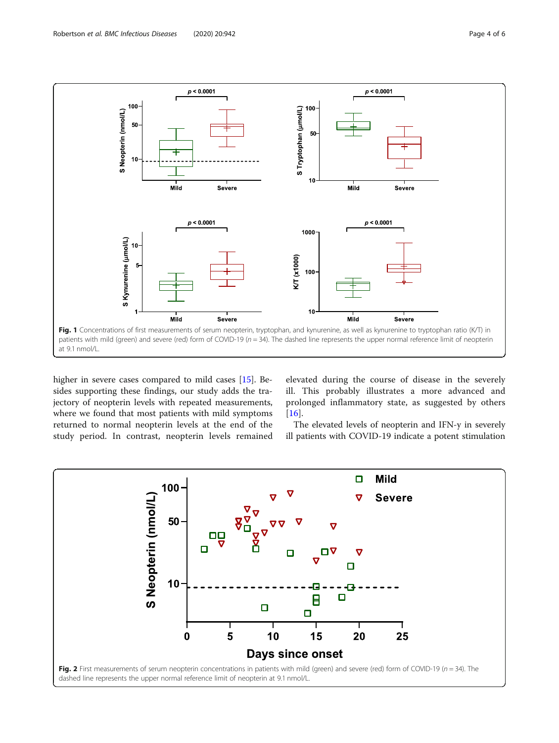Fig. 1 Concentrations of first measurements of serum neopterin, tryptophan, and kynurenine, as well as kynurenine to tryptophan ratio (K/T) in patients with mild (green) and severe (red) form of COVID-19 ($n = 34$). The dashed line represents the upper normal reference limit of neopterin at 9.1 nmol/L.

higher in severe cases compared to mild cases [15]. Besides supporting these findings, our study adds the trajectory of neopterin levels with repeated measurements, where we found that most patients with mild symptoms returned to normal neopterin levels at the end of the study period. In contrast, neopterin levels remained elevated during the course of disease in the severely ill. This probably illustrates a more advanced and prolonged inflammatory state, as suggested by others [16].

The elevated levels of neopterin and IFN-γ in severely ill patients with COVID-19 indicate a potent stimulation

Fig. 2 First measurements of serum neopterin concentrations in patients with mild (green) and severe (red) form of COVID-19 ($n = 34$). The dashed line represents the upper normal reference limit of neopterin at 9.1 nmol/L.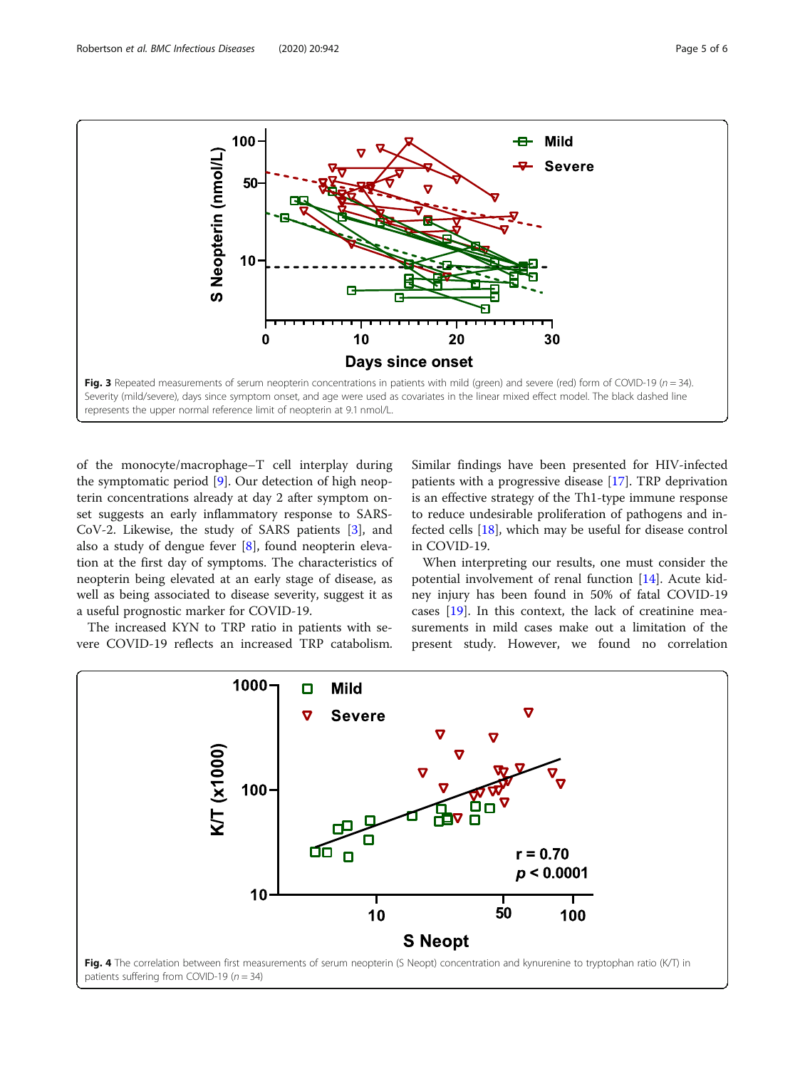Fig. 3 Repeated measurements of serum neopterin concentrations in patients with mild (green) and severe (red) form of COVID-19 ($n = 34$). Severity (mild/severe), days since symptom onset, and age were used as covariates in the linear mixed effect model. The black dashed line represents the upper normal reference limit of neopterin at 9.1 nmol/L.

of the monocyte/macrophage–T cell interplay during the symptomatic period [9]. Our detection of high neopterin concentrations already at day 2 after symptom onset suggests an early inflammatory response to SARS-CoV-2. Likewise, the study of SARS patients [3], and also a study of dengue fever [8], found neopterin elevation at the first day of symptoms. The characteristics of neopterin being elevated at an early stage of disease, as well as being associated to disease severity, suggest it as a useful prognostic marker for COVID-19.

The increased KYN to TRP ratio in patients with severe COVID-19 reflects an increased TRP catabolism. Similar findings have been presented for HIV-infected patients with a progressive disease [17]. TRP deprivation is an effective strategy of the Th1-type immune response to reduce undesirable proliferation of pathogens and infected cells [18], which may be useful for disease control in COVID-19.

When interpreting our results, one must consider the potential involvement of renal function [14]. Acute kidney injury has been found in 50% of fatal COVID-19 cases [19]. In this context, the lack of creatinine measurements in mild cases make out a limitation of the present study. However, we found no correlation

Fig. 4 The correlation between first measurements of serum neopterin (S Neopt) concentration and kynurenine to tryptophan ratio (K/T) in patients suffering from COVID-19 ($n = 34$)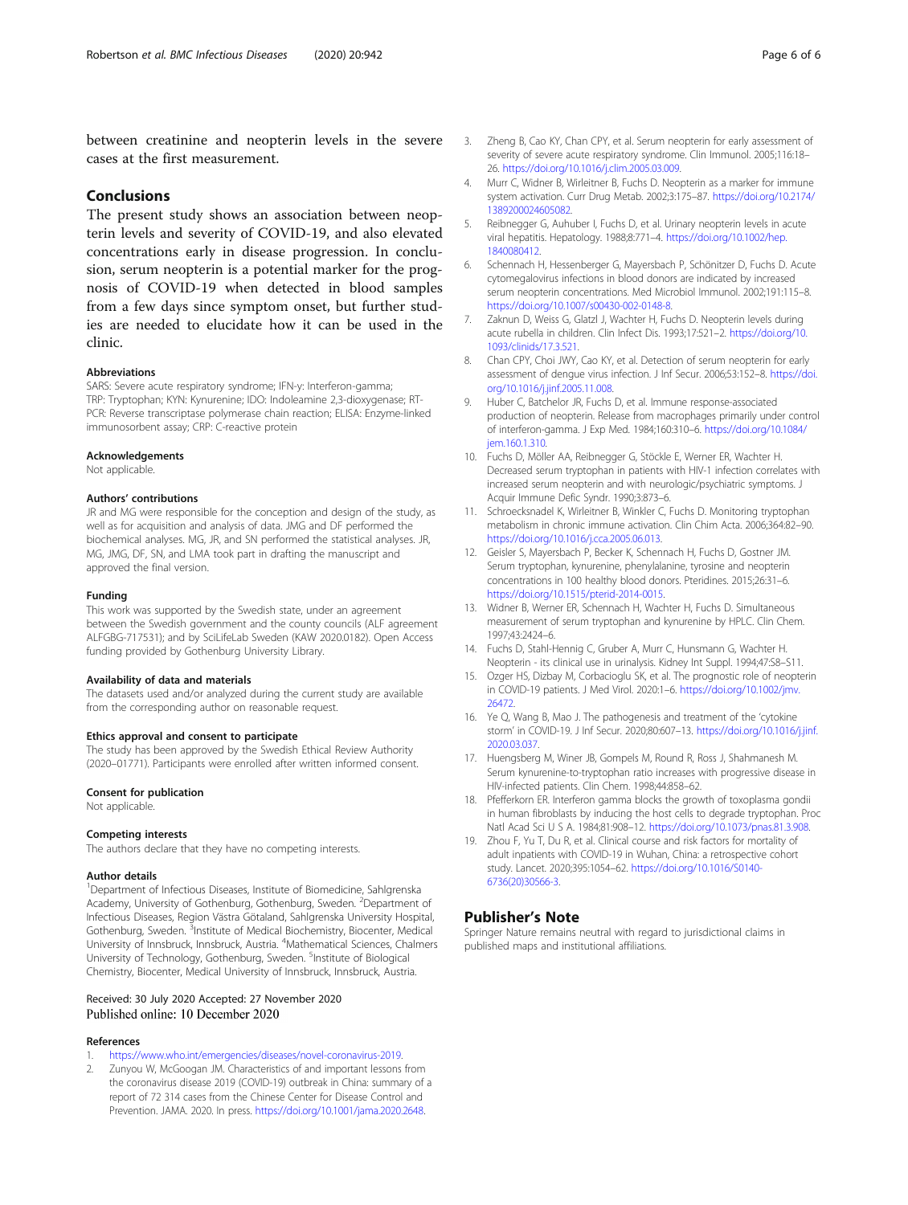between creatinine and neopterin levels in the severe cases at the first measurement.

## Conclusions

The present study shows an association between neopterin levels and severity of COVID-19, and also elevated concentrations early in disease progression. In conclusion, serum neopterin is a potential marker for the prognosis of COVID-19 when detected in blood samples from a few days since symptom onset, but further studies are needed to elucidate how it can be used in the clinic.

#### Abbreviations

SARS: Severe acute respiratory syndrome; IFN-y: Interferon-gamma; TRP: Tryptophan; KYN: Kynurenine; IDO: Indoleamine 2,3-dioxygenase; RT-PCR: Reverse transcriptase polymerase chain reaction; ELISA: Enzyme-linked immunosorbent assay; CRP: C-reactive protein

#### Acknowledgements

Not applicable.

#### Authors' contributions

JR and MG were responsible for the conception and design of the study, as well as for acquisition and analysis of data. JMG and DF performed the biochemical analyses. MG, JR, and SN performed the statistical analyses. JR, MG, JMG, DF, SN, and LMA took part in drafting the manuscript and approved the final version.

#### Funding

This work was supported by the Swedish state, under an agreement between the Swedish government and the county councils (ALF agreement ALFGBG-717531); and by SciLifeLab Sweden (KAW 2020.0182). Open Access funding provided by Gothenburg University Library.

#### Availability of data and materials

The datasets used and/or analyzed during the current study are available from the corresponding author on reasonable request.

#### Ethics approval and consent to participate

The study has been approved by the Swedish Ethical Review Authority (2020–01771). Participants were enrolled after written informed consent.

#### Consent for publication

Not applicable.

#### Competing interests

The authors declare that they have no competing interests.

#### Author details

[1]Department of Infectious Diseases, Institute of Biomedicine, Sahlgrenska Academy, University of Gothenburg, Gothenburg, Sweden. [2]Department of Infectious Diseases, Region Västra Götaland, Sahlgrenska University Hospital, Gothenburg, Sweden. [3]Institute of Medical Biochemistry, Biocenter, Medical University of Innsbruck, Innsbruck, Austria. [4]Mathematical Sciences, Chalmers University of Technology, Gothenburg, Sweden. [5]Institute of Biological Chemistry, Biocenter, Medical University of Innsbruck, Innsbruck, Austria.

Received: 30 July 2020 Accepted: 27 November 2020
Published online: 10 December 2020

#### References

1. https://www.who.int/emergencies/diseases/novel-coronavirus-2019.
2. Zunyou W, McGoogan JM. Characteristics of and important lessons from the coronavirus disease 2019 (COVID-19) outbreak in China: summary of a report of 72 314 cases from the Chinese Center for Disease Control and Prevention. JAMA. 2020. In press. https://doi.org/10.1001/jama.2020.2648.
3. Zheng B, Cao KY, Chan CPY, et al. Serum neopterin for early assessment of severity of severe acute respiratory syndrome. Clin Immunol. 2005;116:18–26. https://doi.org/10.1016/j.clim.2005.03.009.
4. Murr C, Widner B, Wirleitner B, Fuchs D. Neopterin as a marker for immune system activation. Curr Drug Metab. 2002;3:175–87. https://doi.org/10.2174/1389200024605082.
5. Reibnegger G, Auhuber I, Fuchs D, et al. Urinary neopterin levels in acute viral hepatitis. Hepatology. 1988;8:771–4. https://doi.org/10.1002/hep.1840080412.
6. Schennach H, Hessenberger G, Mayersbach P, Schönitzer D, Fuchs D. Acute cytomegalovirus infections in blood donors are indicated by increased serum neopterin concentrations. Med Microbiol Immunol. 2002;191:115–8. https://doi.org/10.1007/s00430-002-0148-8.
7. Zaknun D, Weiss G, Glatzl J, Wachter H, Fuchs D. Neopterin levels during acute rubella in children. Clin Infect Dis. 1993;17:521–2. https://doi.org/10.1093/clinids/17.3.521.
8. Chan CPY, Choi JWY, Cao KY, et al. Detection of serum neopterin for early assessment of dengue virus infection. J Inf Secur. 2006;53:152–8. https://doi.org/10.1016/j.jinf.2005.11.008.
9. Huber C, Batchelor JR, Fuchs D, et al. Immune response-associated production of neopterin. Release from macrophages primarily under control of interferon-gamma. J Exp Med. 1984;160:310–6. https://doi.org/10.1084/jem.160.1.310.
10. Fuchs D, Möller AA, Reibnegger G, Stöckle E, Werner ER, Wachter H. Decreased serum tryptophan in patients with HIV-1 infection correlates with increased serum neopterin and with neurologic/psychiatric symptoms. J Acquir Immune Defic Syndr. 1990;3:873–6.
11. Schroecksnadel K, Wirleitner B, Winkler C, Fuchs D. Monitoring tryptophan metabolism in chronic immune activation. Clin Chim Acta. 2006;364:82–90. https://doi.org/10.1016/j.cca.2005.06.013.
12. Geisler S, Mayersbach P, Becker K, Schennach H, Fuchs D, Gostner JM. Serum tryptophan, kynurenine, phenylalanine, tyrosine and neopterin concentrations in 100 healthy blood donors. Pteridines. 2015;26:31–6. https://doi.org/10.1515/pterid-2014-0015.
13. Widner B, Werner ER, Schennach H, Wachter H, Fuchs D. Simultaneous measurement of serum tryptophan and kynurenine by HPLC. Clin Chem. 1997;43:2424–6.
14. Fuchs D, Stahl-Hennig C, Gruber A, Murr C, Hunsmann G, Wachter H. Neopterin - its clinical use in urinalysis. Kidney Int Suppl. 1994;47:S8–S11.
15. Ozger HS, Dizbay M, Corbacioglu SK, et al. The prognostic role of neopterin in COVID-19 patients. J Med Virol. 2020:1–6. https://doi.org/10.1002/jmv.26472.
16. Ye Q, Wang B, Mao J. The pathogenesis and treatment of the 'cytokine storm' in COVID-19. J Inf Secur. 2020;80:607–13. https://doi.org/10.1016/j.jinf.2020.03.037.
17. Huengsberg M, Winer JB, Gompels M, Round R, Ross J, Shahmanesh M. Serum kynurenine-to-tryptophan ratio increases with progressive disease in HIV-infected patients. Clin Chem. 1998;44:858–62.
18. Pfefferkorn ER. Interferon gamma blocks the growth of toxoplasma gondii in human fibroblasts by inducing the host cells to degrade tryptophan. Proc Natl Acad Sci U S A. 1984;81:908–12. https://doi.org/10.1073/pnas.81.3.908.
19. Zhou F, Yu T, Du R, et al. Clinical course and risk factors for mortality of adult inpatients with COVID-19 in Wuhan, China: a retrospective cohort study. Lancet. 2020;395:1054–62. https://doi.org/10.1016/S0140-6736(20)30566-3.

## Publisher's Note

Springer Nature remains neutral with regard to jurisdictional claims in published maps and institutional affiliations.